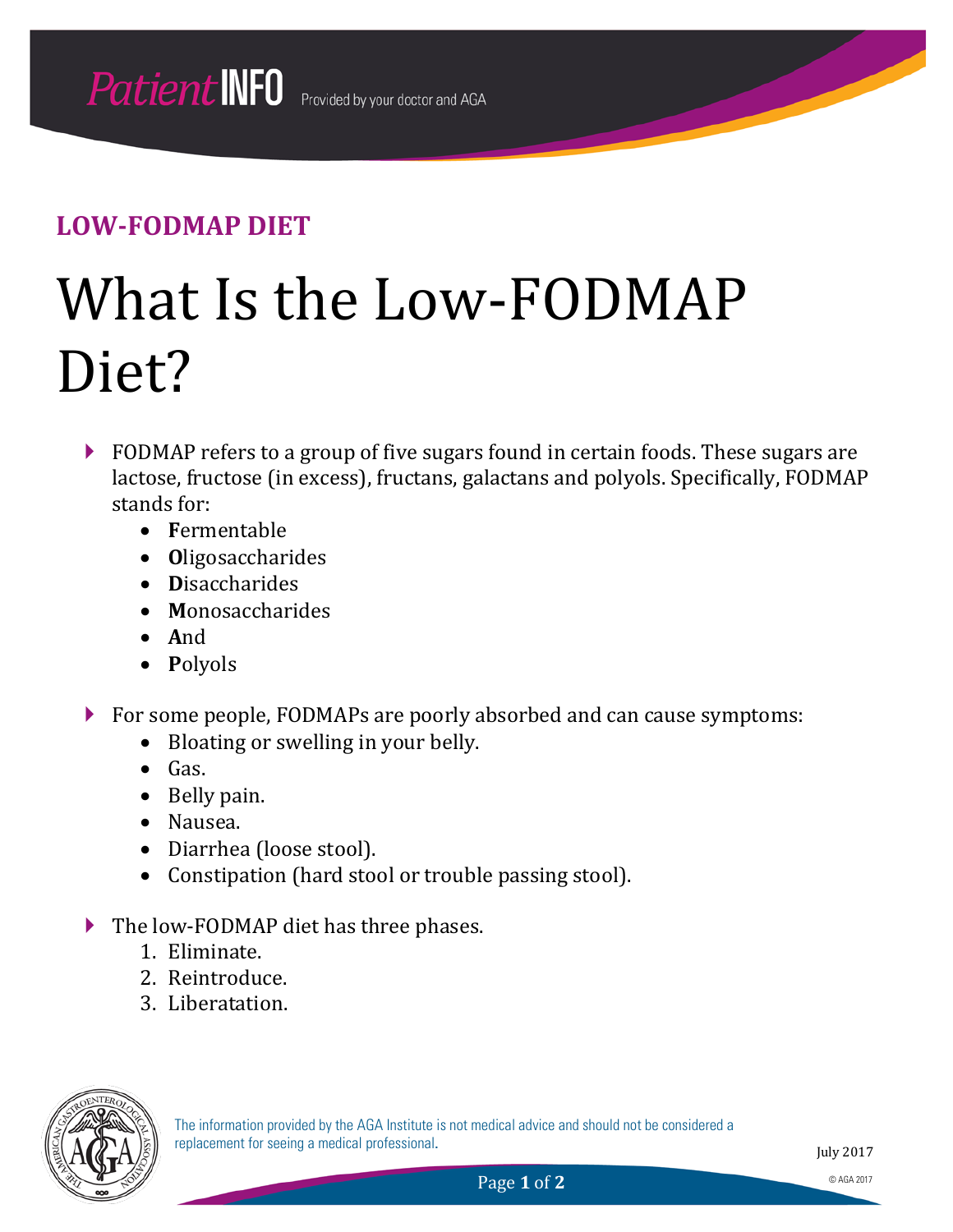## LOW-FODMAP DIET

# What Is the Low-FODMAP Diet?

- FODMAP refers to a group of five sugars found in certain foods. These sugars are lactose, fructose (in excess), fructans, galactans and polyols. Specifically, FODMAP stands for:
  - **F**ermentable
  - **O**ligosaccharides
  - **D**isaccharides
  - **M**onosaccharides
  - **A**nd
  - **P**olyols
- For some people, FODMAPs are poorly absorbed and can cause symptoms:
  - Bloating or swelling in your belly.
  - Gas.
  - Belly pain.
  - Nausea.
  - Diarrhea (loose stool).
  - Constipation (hard stool or trouble passing stool).
- The low-FODMAP diet has three phases.
  1. Eliminate.
  2. Reintroduce.
  3. Liberatation.

The information provided by the AGA Institute is not medical advice and should not be considered a replacement for seeing a medical professional.

July 2017

© AGA 2017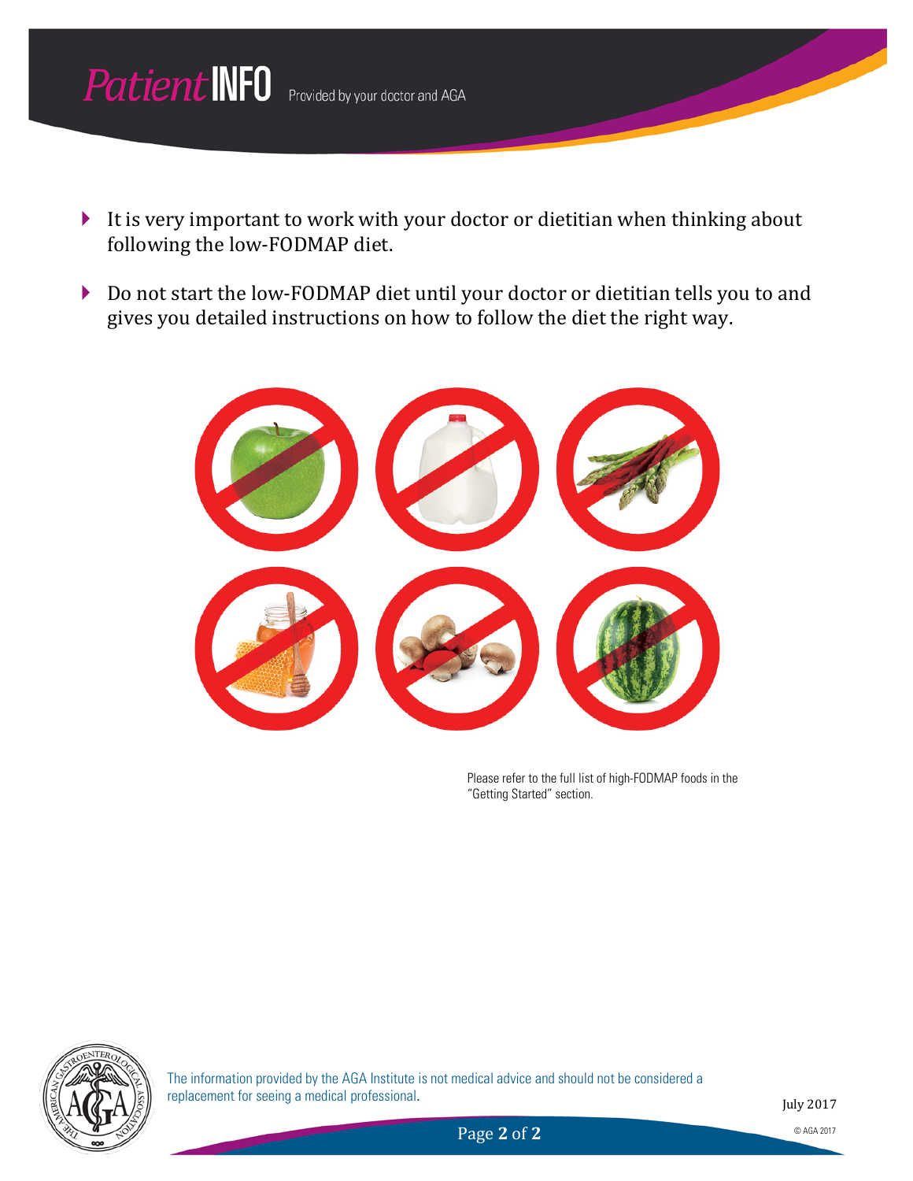- It is very important to work with your doctor or dietitian when thinking about following the low-FODMAP diet.

- Do not start the low-FODMAP diet until your doctor or dietitian tells you to and gives you detailed instructions on how to follow the diet the right way.

Please refer to the full list of high-FODMAP foods in the "Getting Started" section.

The information provided by the AGA Institute is not medical advice and should not be considered a replacement for seeing a medical professional.

July 2017

© AGA 2017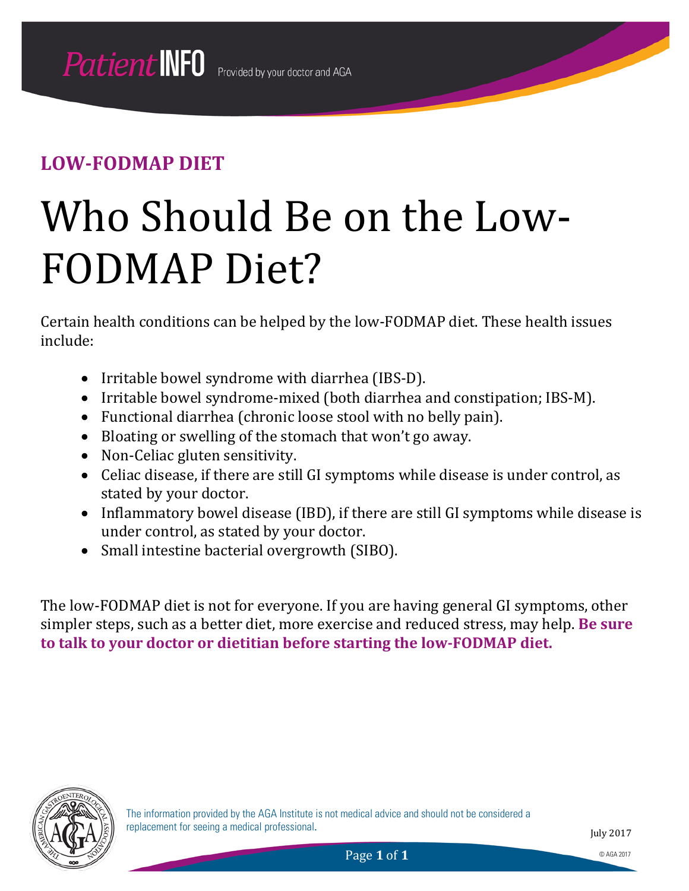## LOW-FODMAP DIET

# Who Should Be on the Low-FODMAP Diet?

Certain health conditions can be helped by the low-FODMAP diet. These health issues include:

- Irritable bowel syndrome with diarrhea (IBS-D).
- Irritable bowel syndrome-mixed (both diarrhea and constipation; IBS-M).
- Functional diarrhea (chronic loose stool with no belly pain).
- Bloating or swelling of the stomach that won't go away.
- Non-Celiac gluten sensitivity.
- Celiac disease, if there are still GI symptoms while disease is under control, as stated by your doctor.
- Inflammatory bowel disease (IBD), if there are still GI symptoms while disease is under control, as stated by your doctor.
- Small intestine bacterial overgrowth (SIBO).

The low-FODMAP diet is not for everyone. If you are having general GI symptoms, other simpler steps, such as a better diet, more exercise and reduced stress, may help. **Be sure to talk to your doctor or dietitian before starting the low-FODMAP diet.**

The information provided by the AGA Institute is not medical advice and should not be considered a replacement for seeing a medical professional.

July 2017

© AGA 2017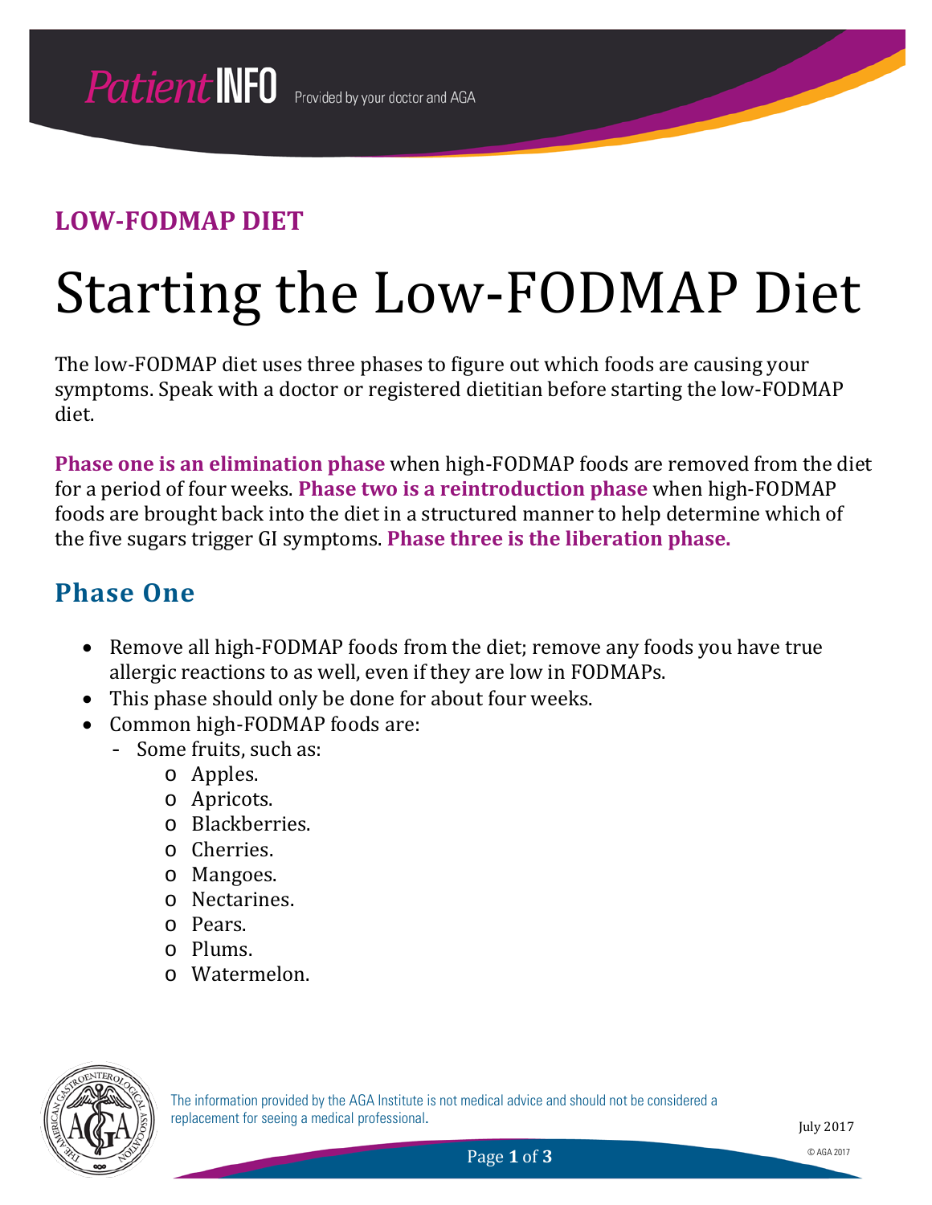**LOW-FODMAP DIET**

# Starting the Low-FODMAP Diet

The low-FODMAP diet uses three phases to figure out which foods are causing your symptoms. Speak with a doctor or registered dietitian before starting the low-FODMAP diet.

**Phase one is an elimination phase** when high-FODMAP foods are removed from the diet for a period of four weeks. **Phase two is a reintroduction phase** when high-FODMAP foods are brought back into the diet in a structured manner to help determine which of the five sugars trigger GI symptoms. **Phase three is the liberation phase.**

## Phase One

- Remove all high-FODMAP foods from the diet; remove any foods you have true allergic reactions to as well, even if they are low in FODMAPs.
- This phase should only be done for about four weeks.
- Common high-FODMAP foods are:
  - Some fruits, such as:
    - Apples.
    - Apricots.
    - Blackberries.
    - Cherries.
    - Mangoes.
    - Nectarines.
    - Pears.
    - Plums.
    - Watermelon.

The information provided by the AGA Institute is not medical advice and should not be considered a replacement for seeing a medical professional.

July 2017

© AGA 2017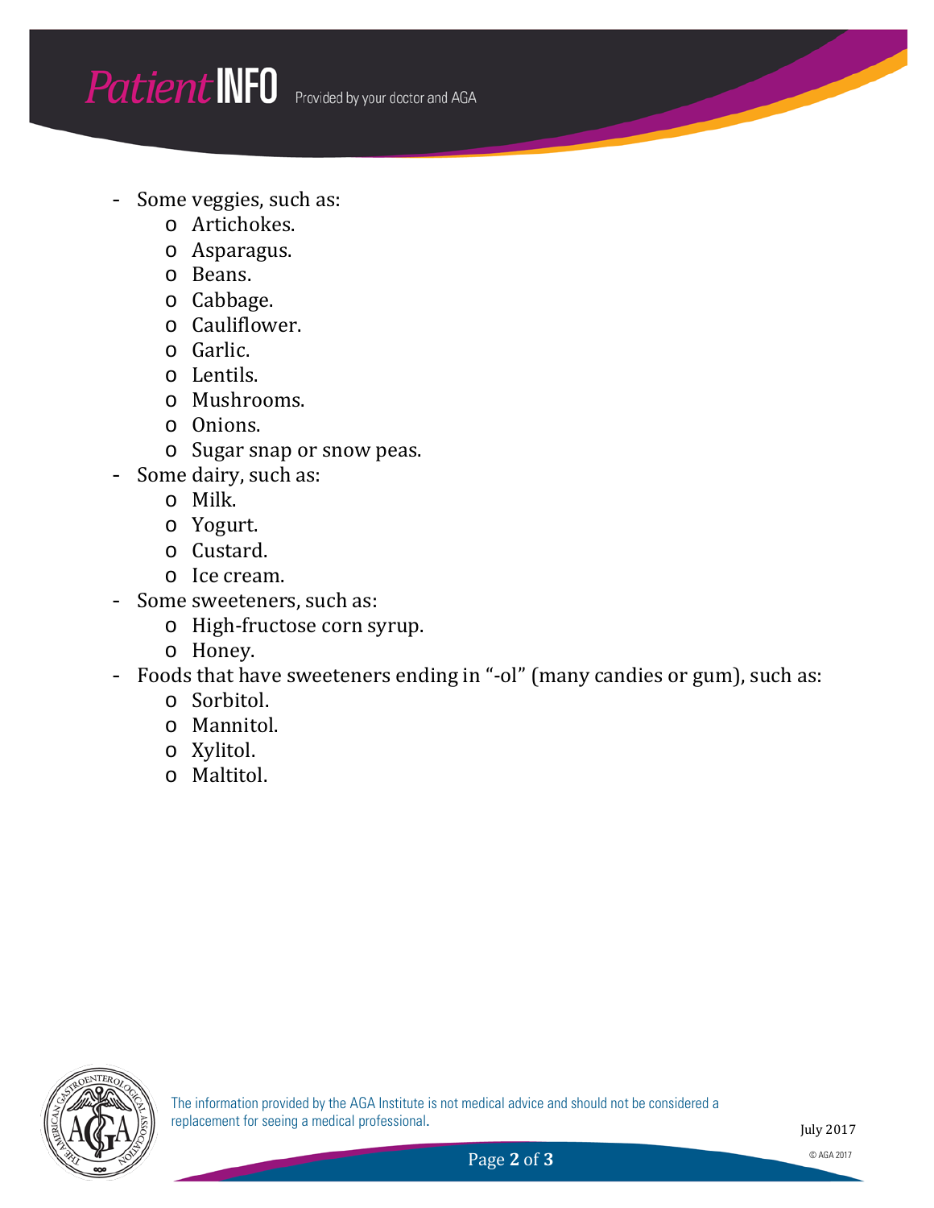- Some veggies, such as:
  - Artichokes.
  - Asparagus.
  - Beans.
  - Cabbage.
  - Cauliflower.
  - Garlic.
  - Lentils.
  - Mushrooms.
  - Onions.
  - Sugar snap or snow peas.
- Some dairy, such as:
  - Milk.
  - Yogurt.
  - Custard.
  - Ice cream.
- Some sweeteners, such as:
  - High-fructose corn syrup.
  - Honey.
- Foods that have sweeteners ending in "-ol" (many candies or gum), such as:
  - Sorbitol.
  - Mannitol.
  - Xylitol.
  - Maltitol.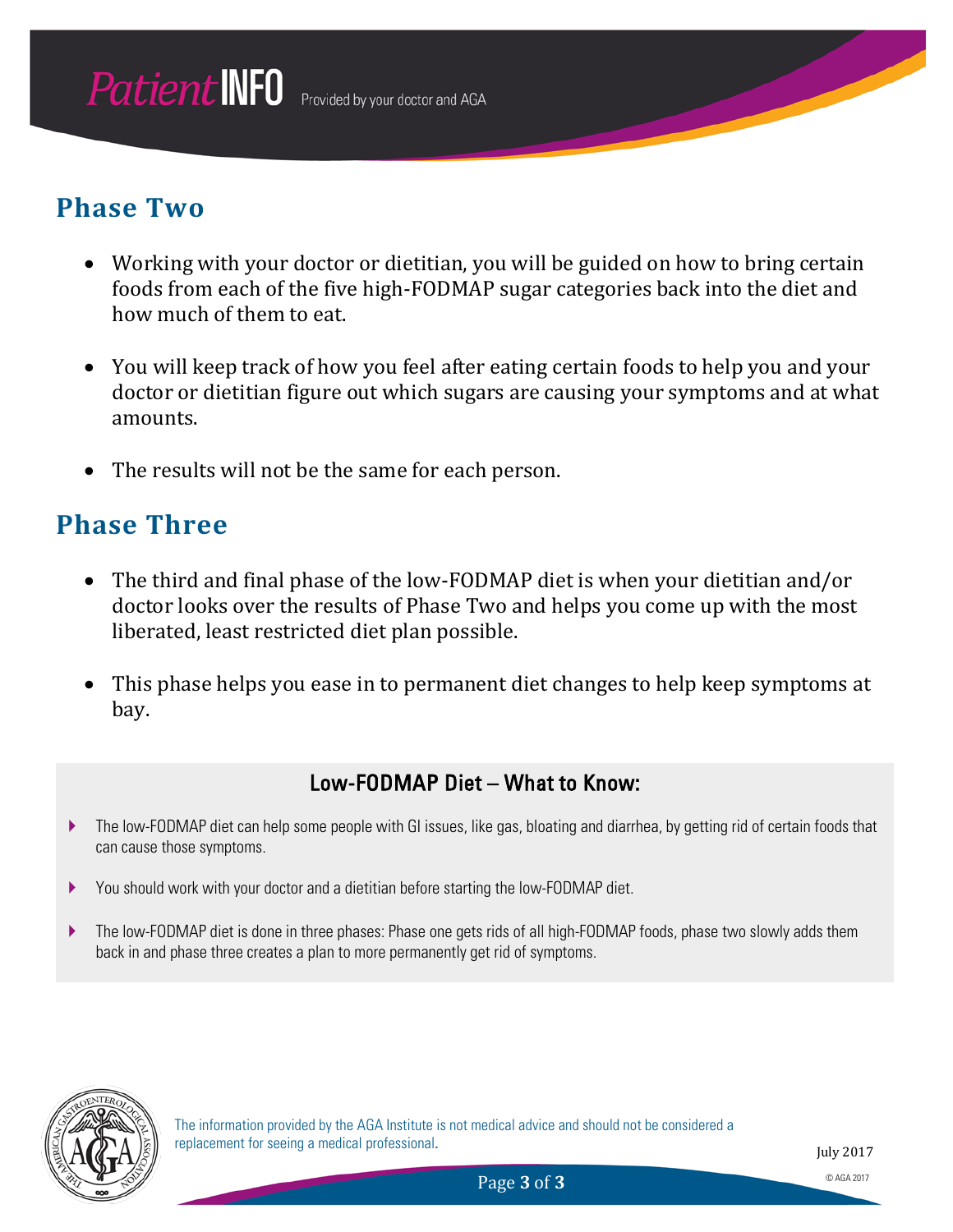## Phase Two

- Working with your doctor or dietitian, you will be guided on how to bring certain foods from each of the five high-FODMAP sugar categories back into the diet and how much of them to eat.
- You will keep track of how you feel after eating certain foods to help you and your doctor or dietitian figure out which sugars are causing your symptoms and at what amounts.
- The results will not be the same for each person.

## Phase Three

- The third and final phase of the low-FODMAP diet is when your dietitian and/or doctor looks over the results of Phase Two and helps you come up with the most liberated, least restricted diet plan possible.
- This phase helps you ease in to permanent diet changes to help keep symptoms at bay.

### Low-FODMAP Diet – What to Know:

- The low-FODMAP diet can help some people with GI issues, like gas, bloating and diarrhea, by getting rid of certain foods that can cause those symptoms.
- You should work with your doctor and a dietitian before starting the low-FODMAP diet.
- The low-FODMAP diet is done in three phases: Phase one gets rids of all high-FODMAP foods, phase two slowly adds them back in and phase three creates a plan to more permanently get rid of symptoms.

The information provided by the AGA Institute is not medical advice and should not be considered a replacement for seeing a medical professional.

July 2017

© AGA 2017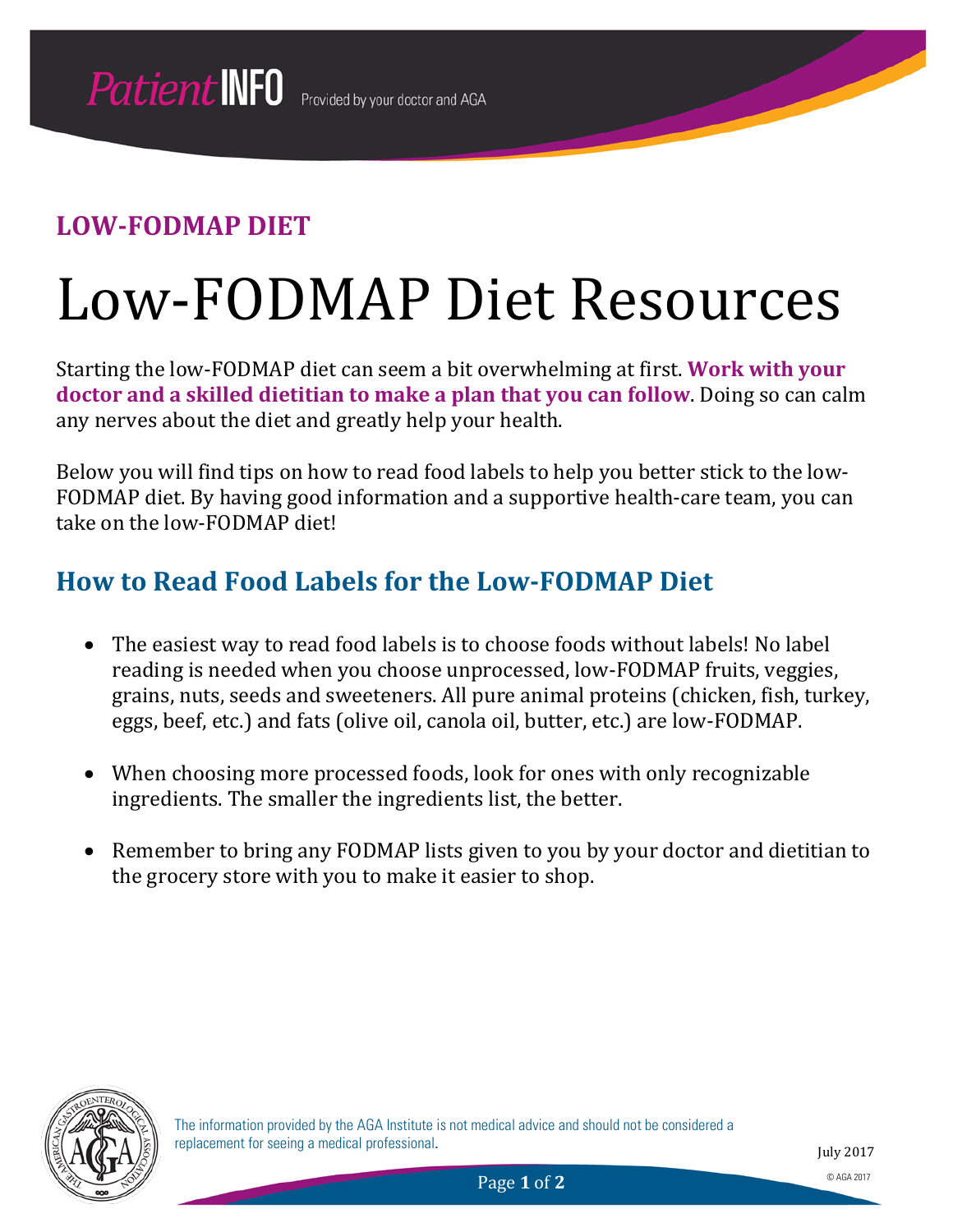**LOW-FODMAP DIET**

# Low-FODMAP Diet Resources

Starting the low-FODMAP diet can seem a bit overwhelming at first. **Work with your doctor and a skilled dietitian to make a plan that you can follow**. Doing so can calm any nerves about the diet and greatly help your health.

Below you will find tips on how to read food labels to help you better stick to the low-FODMAP diet. By having good information and a supportive health-care team, you can take on the low-FODMAP diet!

## How to Read Food Labels for the Low-FODMAP Diet

- The easiest way to read food labels is to choose foods without labels! No label reading is needed when you choose unprocessed, low-FODMAP fruits, veggies, grains, nuts, seeds and sweeteners. All pure animal proteins (chicken, fish, turkey, eggs, beef, etc.) and fats (olive oil, canola oil, butter, etc.) are low-FODMAP.
- When choosing more processed foods, look for ones with only recognizable ingredients. The smaller the ingredients list, the better.
- Remember to bring any FODMAP lists given to you by your doctor and dietitian to the grocery store with you to make it easier to shop.

The information provided by the AGA Institute is not medical advice and should not be considered a replacement for seeing a medical professional.

July 2017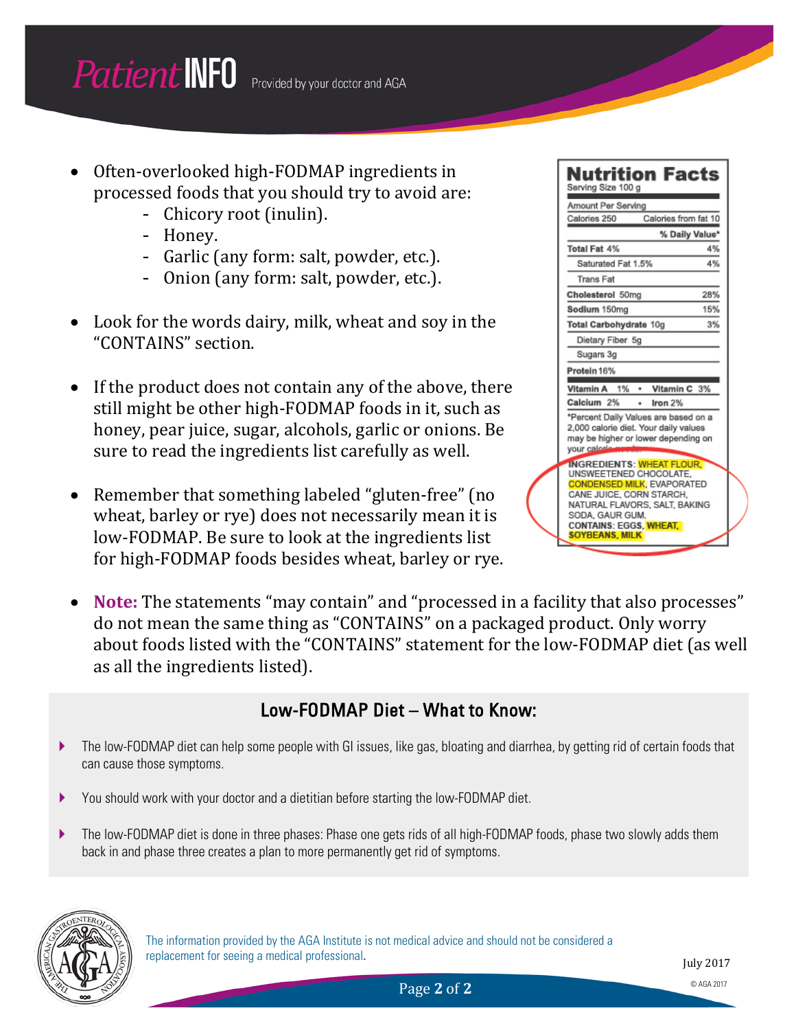- Often-overlooked high-FODMAP ingredients in processed foods that you should try to avoid are:
    - Chicory root (inulin).
    - Honey.
    - Garlic (any form: salt, powder, etc.).
    - Onion (any form: salt, powder, etc.).

- Look for the words dairy, milk, wheat and soy in the "CONTAINS" section.

- If the product does not contain any of the above, there still might be other high-FODMAP foods in it, such as honey, pear juice, sugar, alcohols, garlic or onions. Be sure to read the ingredients list carefully as well.

- Remember that something labeled "gluten-free" (no wheat, barley or rye) does not necessarily mean it is low-FODMAP. Be sure to look at the ingredients list for high-FODMAP foods besides wheat, barley or rye.

**Nutrition Facts**

Serving Size 100 g

| Amount Per Serving | |
|---|---|
| Calories 250 | Calories from fat 10 |
| | % Daily Value* |
| **Total Fat** 4% | 4% |
| Saturated Fat 1.5% | 4% |
| Trans Fat | |
| **Cholesterol** 50mg | 28% |
| **Sodium** 150mg | 15% |
| **Total Carbohydrate** 10g | 3% |
| Dietary Fiber 5g | |
| Sugars 3g | |
| **Protein** 16% | |
| **Vitamin A** 1% • **Vitamin C** 3% | |
| **Calcium** 2% • **Iron** 2% | |

*Percent Daily Values are based on a 2,000 calorie diet. Your daily values may be higher or lower depending on your calorie needs.

**INGREDIENTS:** WHEAT FLOUR, UNSWEETENED CHOCOLATE, CONDENSED MILK, EVAPORATED CANE JUICE, CORN STARCH, NATURAL FLAVORS, SALT, BAKING SODA, GAUR GUM.
**CONTAINS:** EGGS, WHEAT, SOYBEANS, MILK

- **Note:** The statements "may contain" and "processed in a facility that also processes" do not mean the same thing as "CONTAINS" on a packaged product. Only worry about foods listed with the "CONTAINS" statement for the low-FODMAP diet (as well as all the ingredients listed).

## Low-FODMAP Diet – What to Know:

- The low-FODMAP diet can help some people with GI issues, like gas, bloating and diarrhea, by getting rid of certain foods that can cause those symptoms.
- You should work with your doctor and a dietitian before starting the low-FODMAP diet.
- The low-FODMAP diet is done in three phases: Phase one gets rids of all high-FODMAP foods, phase two slowly adds them back in and phase three creates a plan to more permanently get rid of symptoms.

The information provided by the AGA Institute is not medical advice and should not be considered a replacement for seeing a medical professional.

July 2017

© AGA 2017